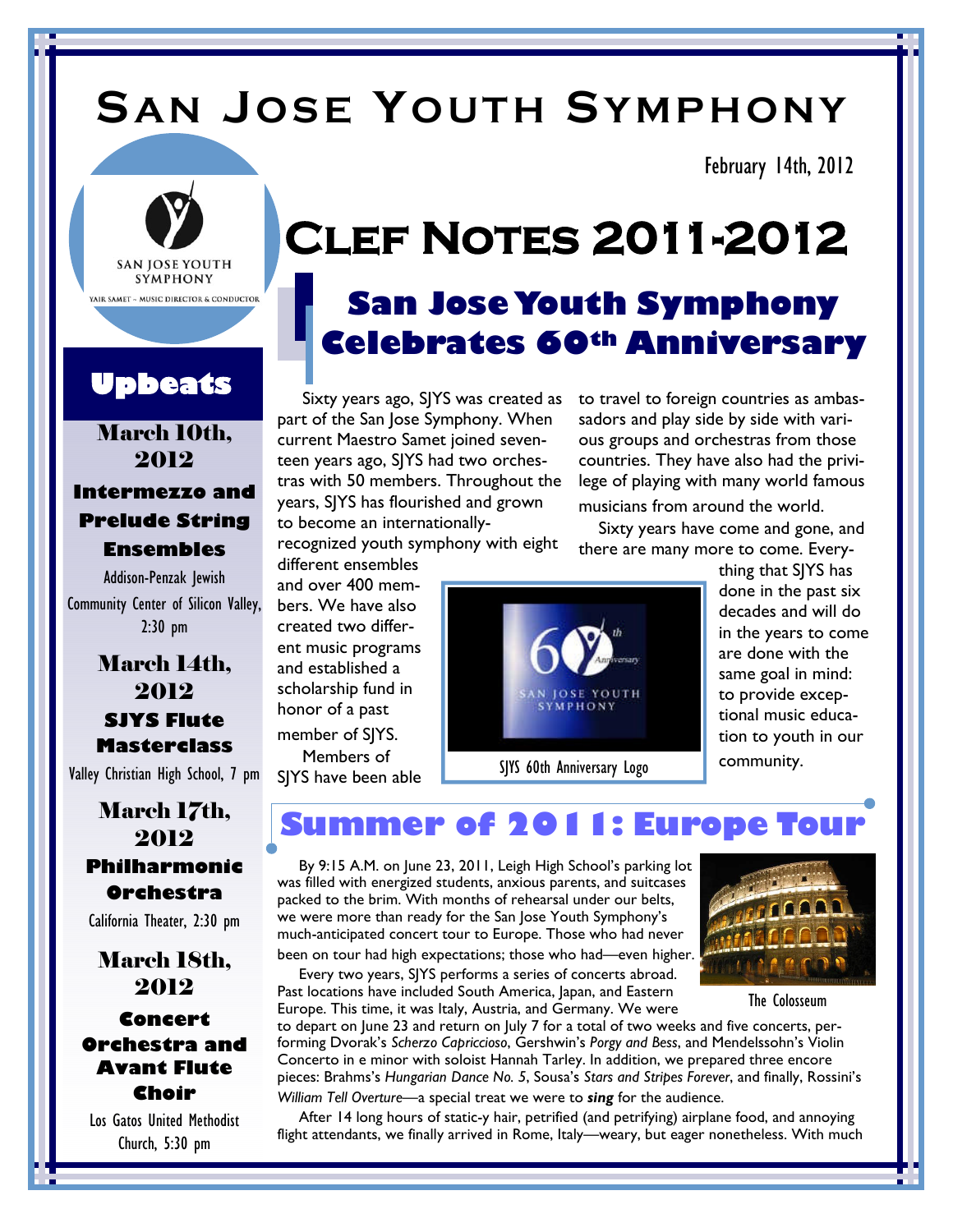# San Jose Youth Symphony

February 14th, 2012

SAN JOSE YOUTH SYMPHONY
YAIR SAMET ~ MUSIC DIRECTOR & CONDUCTOR

# Clef Notes 2011-2012

## San Jose Youth Symphony Celebrates 60th Anniversary

Sixty years ago, SJYS was created as part of the San Jose Symphony. When current Maestro Samet joined seventeen years ago, SJYS had two orchestras with 50 members. Throughout the years, SJYS has flourished and grown to become an internationally-recognized youth symphony with eight different ensembles and over 400 members. We have also created two different music programs and established a scholarship fund in honor of a past member of SJYS.

Members of SJYS have been able to travel to foreign countries as ambassadors and play side by side with various groups and orchestras from those countries. They have also had the privilege of playing with many world famous musicians from around the world.

Sixty years have come and gone, and there are many more to come. Everything that SJYS has done in the past six decades and will do in the years to come are done with the same goal in mind: to provide exceptional music education to youth in our community.

SJYS 60th Anniversary Logo

## Summer of 2011: Europe Tour

By 9:15 A.M. on June 23, 2011, Leigh High School's parking lot was filled with energized students, anxious parents, and suitcases packed to the brim. With months of rehearsal under our belts, we were more than ready for the San Jose Youth Symphony's much-anticipated concert tour to Europe. Those who had never been on tour had high expectations; those who had—even higher.

Every two years, SJYS performs a series of concerts abroad. Past locations have included South America, Japan, and Eastern Europe. This time, it was Italy, Austria, and Germany. We were to depart on June 23 and return on July 7 for a total of two weeks and five concerts, performing Dvorak's *Scherzo Capriccioso*, Gershwin's *Porgy and Bess*, and Mendelssohn's Violin Concerto in e minor with soloist Hannah Tarley. In addition, we prepared three encore pieces: Brahms's *Hungarian Dance No. 5*, Sousa's *Stars and Stripes Forever*, and finally, Rossini's *William Tell Overture*—a special treat we were to ***sing*** for the audience.

The Colosseum

After 14 long hours of static-y hair, petrified (and petrifying) airplane food, and annoying flight attendants, we finally arrived in Rome, Italy—weary, but eager nonetheless. With much

## Upbeats

**March 10th, 2012**
**Intermezzo and Prelude String Ensembles**
Addison-Penzak Jewish Community Center of Silicon Valley, 2:30 pm

**March 14th, 2012**
**SJYS Flute Masterclass**
Valley Christian High School, 7 pm

**March 17th, 2012**
**Philharmonic Orchestra**
California Theater, 2:30 pm

**March 18th, 2012**
**Concert Orchestra and Avant Flute Choir**
Los Gatos United Methodist Church, 5:30 pm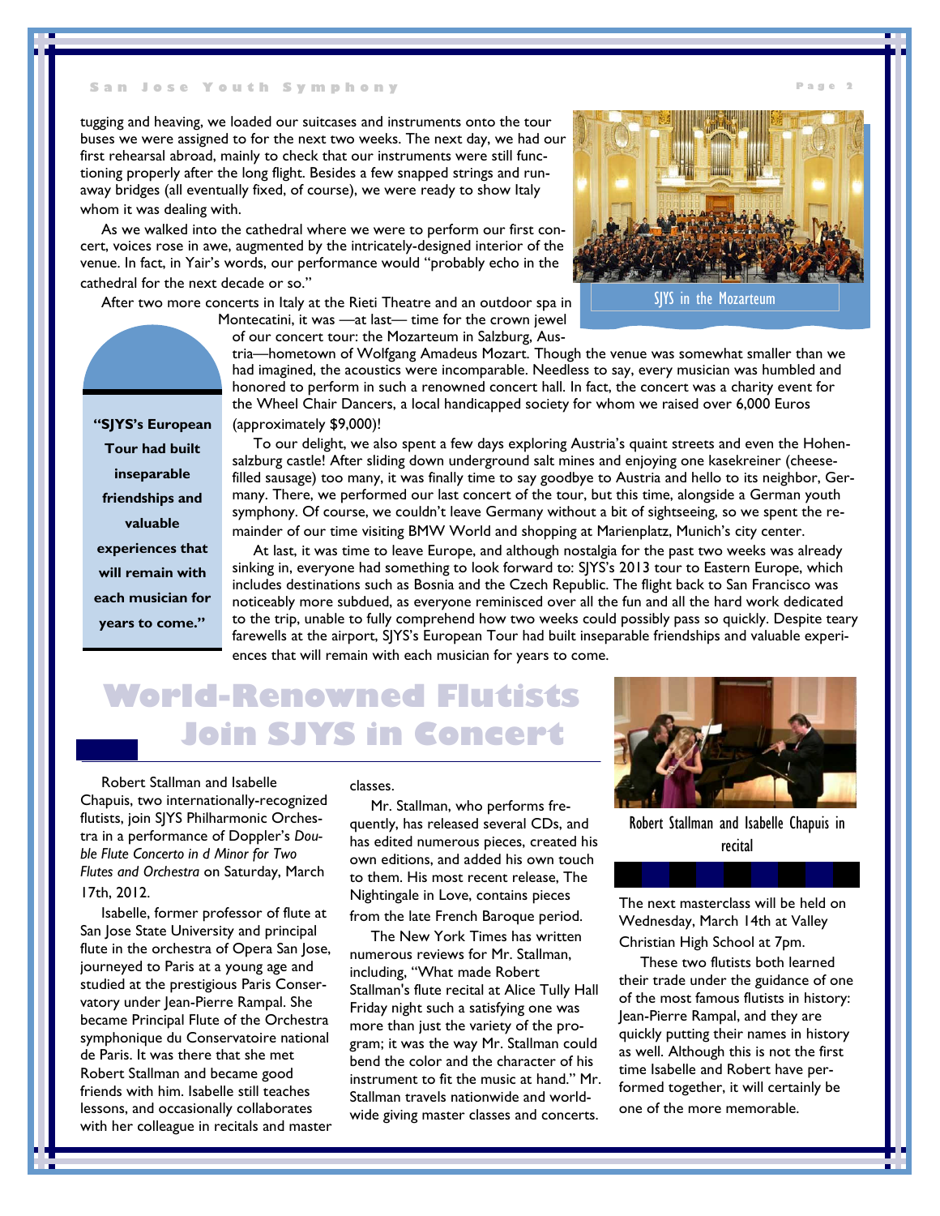tugging and heaving, we loaded our suitcases and instruments onto the tour buses we were assigned to for the next two weeks. The next day, we had our first rehearsal abroad, mainly to check that our instruments were still functioning properly after the long flight. Besides a few snapped strings and runaway bridges (all eventually fixed, of course), we were ready to show Italy whom it was dealing with.

As we walked into the cathedral where we were to perform our first concert, voices rose in awe, augmented by the intricately-designed interior of the venue. In fact, in Yair's words, our performance would "probably echo in the cathedral for the next decade or so."

SJYS in the Mozarteum

After two more concerts in Italy at the Rieti Theatre and an outdoor spa in Montecatini, it was —at last— time for the crown jewel of our concert tour: the Mozarteum in Salzburg, Austria—hometown of Wolfgang Amadeus Mozart. Though the venue was somewhat smaller than we had imagined, the acoustics were incomparable. Needless to say, every musician was humbled and honored to perform in such a renowned concert hall. In fact, the concert was a charity event for the Wheel Chair Dancers, a local handicapped society for whom we raised over 6,000 Euros (approximately $9,000)!

**"SJYS's European Tour had built inseparable friendships and valuable experiences that will remain with each musician for years to come."**

To our delight, we also spent a few days exploring Austria's quaint streets and even the Hohensalzburg castle! After sliding down underground salt mines and enjoying one kasekreiner (cheese-filled sausage) too many, it was finally time to say goodbye to Austria and hello to its neighbor, Germany. There, we performed our last concert of the tour, but this time, alongside a German youth symphony. Of course, we couldn't leave Germany without a bit of sightseeing, so we spent the remainder of our time visiting BMW World and shopping at Marienplatz, Munich's city center.

At last, it was time to leave Europe, and although nostalgia for the past two weeks was already sinking in, everyone had something to look forward to: SJYS's 2013 tour to Eastern Europe, which includes destinations such as Bosnia and the Czech Republic. The flight back to San Francisco was noticeably more subdued, as everyone reminisced over all the fun and all the hard work dedicated to the trip, unable to fully comprehend how two weeks could possibly pass so quickly. Despite teary farewells at the airport, SJYS's European Tour had built inseparable friendships and valuable experiences that will remain with each musician for years to come.

# World-Renowned Flutists Join SJYS in Concert

Robert Stallman and Isabelle Chapuis, two internationally-recognized flutists, join SJYS Philharmonic Orchestra in a performance of Doppler's *Double Flute Concerto in d Minor for Two Flutes and Orchestra* on Saturday, March 17th, 2012.

Isabelle, former professor of flute at San Jose State University and principal flute in the orchestra of Opera San Jose, journeyed to Paris at a young age and studied at the prestigious Paris Conservatory under Jean-Pierre Rampal. She became Principal Flute of the Orchestra symphonique du Conservatoire national de Paris. It was there that she met Robert Stallman and became good friends with him. Isabelle still teaches lessons, and occasionally collaborates with her colleague in recitals and master classes.

Mr. Stallman, who performs frequently, has released several CDs, and has edited numerous pieces, created his own editions, and added his own touch to them. His most recent release, The Nightingale in Love, contains pieces from the late French Baroque period.

The New York Times has written numerous reviews for Mr. Stallman, including, "What made Robert Stallman's flute recital at Alice Tully Hall Friday night such a satisfying one was more than just the variety of the program; it was the way Mr. Stallman could bend the color and the character of his instrument to fit the music at hand." Mr. Stallman travels nationwide and worldwide giving master classes and concerts.

Robert Stallman and Isabelle Chapuis in recital

The next masterclass will be held on Wednesday, March 14th at Valley Christian High School at 7pm.

These two flutists both learned their trade under the guidance of one of the most famous flutists in history: Jean-Pierre Rampal, and they are quickly putting their names in history as well. Although this is not the first time Isabelle and Robert have performed together, it will certainly be one of the more memorable.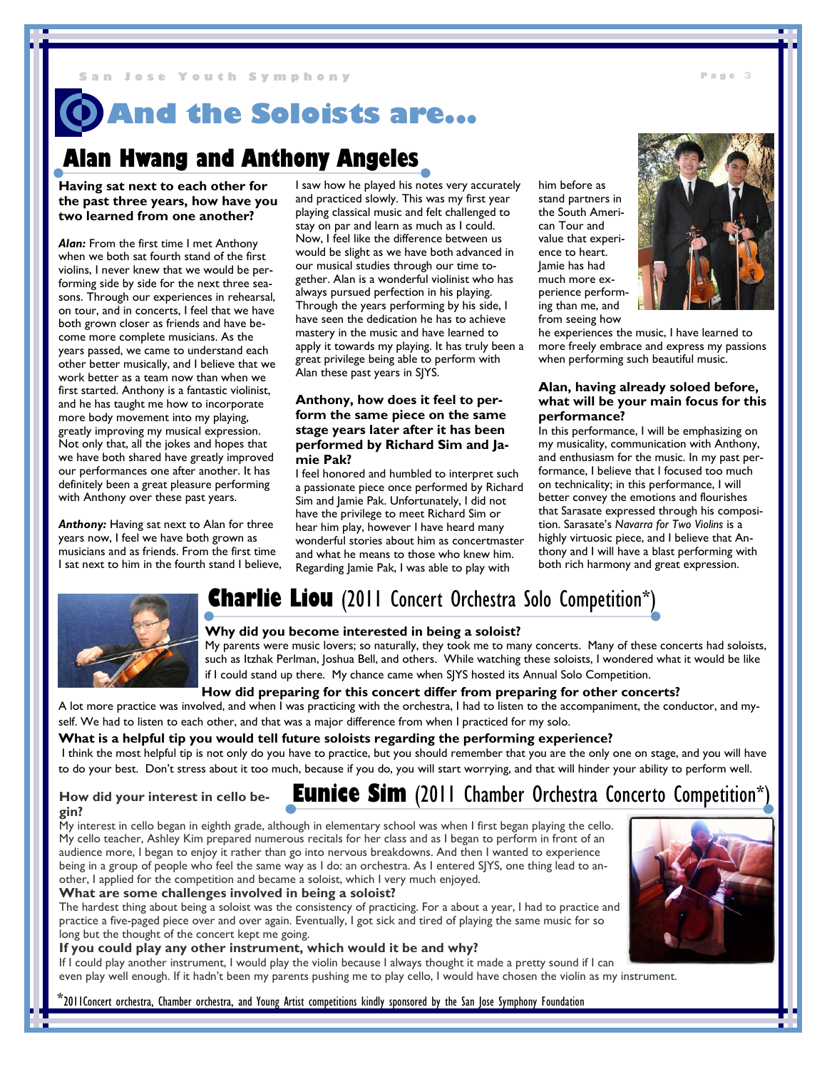# And the Soloists are...

## Alan Hwang and Anthony Angeles

**Having sat next to each other for the past three years, how have you two learned from one another?**

*Alan:* From the first time I met Anthony when we both sat fourth stand of the first violins, I never knew that we would be performing side by side for the next three seasons. Through our experiences in rehearsal, on tour, and in concerts, I feel that we have both grown closer as friends and have become more complete musicians. As the years passed, we came to understand each other better musically, and I believe that we work better as a team now than when we first started. Anthony is a fantastic violinist, and he has taught me how to incorporate more body movement into my playing, greatly improving my musical expression. Not only that, all the jokes and hopes that we have both shared have greatly improved our performances one after another. It has definitely been a great pleasure performing with Anthony over these past years.

*Anthony:* Having sat next to Alan for three years now, I feel we have both grown as musicians and as friends. From the first time I sat next to him in the fourth stand I believe, I saw how he played his notes very accurately and practiced slowly. This was my first year playing classical music and felt challenged to stay on par and learn as much as I could. Now, I feel like the difference between us would be slight as we have both advanced in our musical studies through our time together. Alan is a wonderful violinist who has always pursued perfection in his playing. Through the years performing by his side, I have seen the dedication he has to achieve mastery in the music and have learned to apply it towards my playing. It has truly been a great privilege being able to perform with Alan these past years in SJYS.

**Anthony, how does it feel to perform the same piece on the same stage years later after it has been performed by Richard Sim and Jamie Pak?**

I feel honored and humbled to interpret such a passionate piece once performed by Richard Sim and Jamie Pak. Unfortunately, I did not have the privilege to meet Richard Sim or hear him play, however I have heard many wonderful stories about him as concertmaster and what he means to those who knew him. Regarding Jamie Pak, I was able to play with him before as stand partners in the South American Tour and value that experience to heart. Jamie has had much more experience performing than me, and from seeing how he experiences the music, I have learned to more freely embrace and express my passions when performing such beautiful music.

**Alan, having already soloed before, what will be your main focus for this performance?**

In this performance, I will be emphasizing on my musicality, communication with Anthony, and enthusiasm for the music. In my past performance, I believe that I focused too much on technicality; in this performance, I will better convey the emotions and flourishes that Sarasate expressed through his composition. Sarasate's *Navarra for Two Violins* is a highly virtuosic piece, and I believe that Anthony and I will have a blast performing with both rich harmony and great expression.

## Charlie Liou (2011 Concert Orchestra Solo Competition*)

**Why did you become interested in being a soloist?**

My parents were music lovers; so naturally, they took me to many concerts. Many of these concerts had soloists, such as Itzhak Perlman, Joshua Bell, and others. While watching these soloists, I wondered what it would be like if I could stand up there. My chance came when SJYS hosted its Annual Solo Competition.

**How did preparing for this concert differ from preparing for other concerts?**

A lot more practice was involved, and when I was practicing with the orchestra, I had to listen to the accompaniment, the conductor, and myself. We had to listen to each other, and that was a major difference from when I practiced for my solo.

**What is a helpful tip you would tell future soloists regarding the performing experience?**

I think the most helpful tip is not only do you have to practice, but you should remember that you are the only one on stage, and you will have to do your best. Don't stress about it too much, because if you do, you will start worrying, and that will hinder your ability to perform well.

## Eunice Sim (2011 Chamber Orchestra Concerto Competition*)

**How did your interest in cello begin?**

My interest in cello began in eighth grade, although in elementary school was when I first began playing the cello. My cello teacher, Ashley Kim prepared numerous recitals for her class and as I began to perform in front of an audience more, I began to enjoy it rather than go into nervous breakdowns. And then I wanted to experience being in a group of people who feel the same way as I do: an orchestra. As I entered SJYS, one thing lead to another, I applied for the competition and became a soloist, which I very much enjoyed.

**What are some challenges involved in being a soloist?**

The hardest thing about being a soloist was the consistency of practicing. For a about a year, I had to practice and practice a five-paged piece over and over again. Eventually, I got sick and tired of playing the same music for so long but the thought of the concert kept me going.

**If you could play any other instrument, which would it be and why?**

If I could play another instrument, I would play the violin because I always thought it made a pretty sound if I can even play well enough. If it hadn't been my parents pushing me to play cello, I would have chosen the violin as my instrument.

*2011Concert orchestra, Chamber orchestra, and Young Artist competitions kindly sponsored by the San Jose Symphony Foundation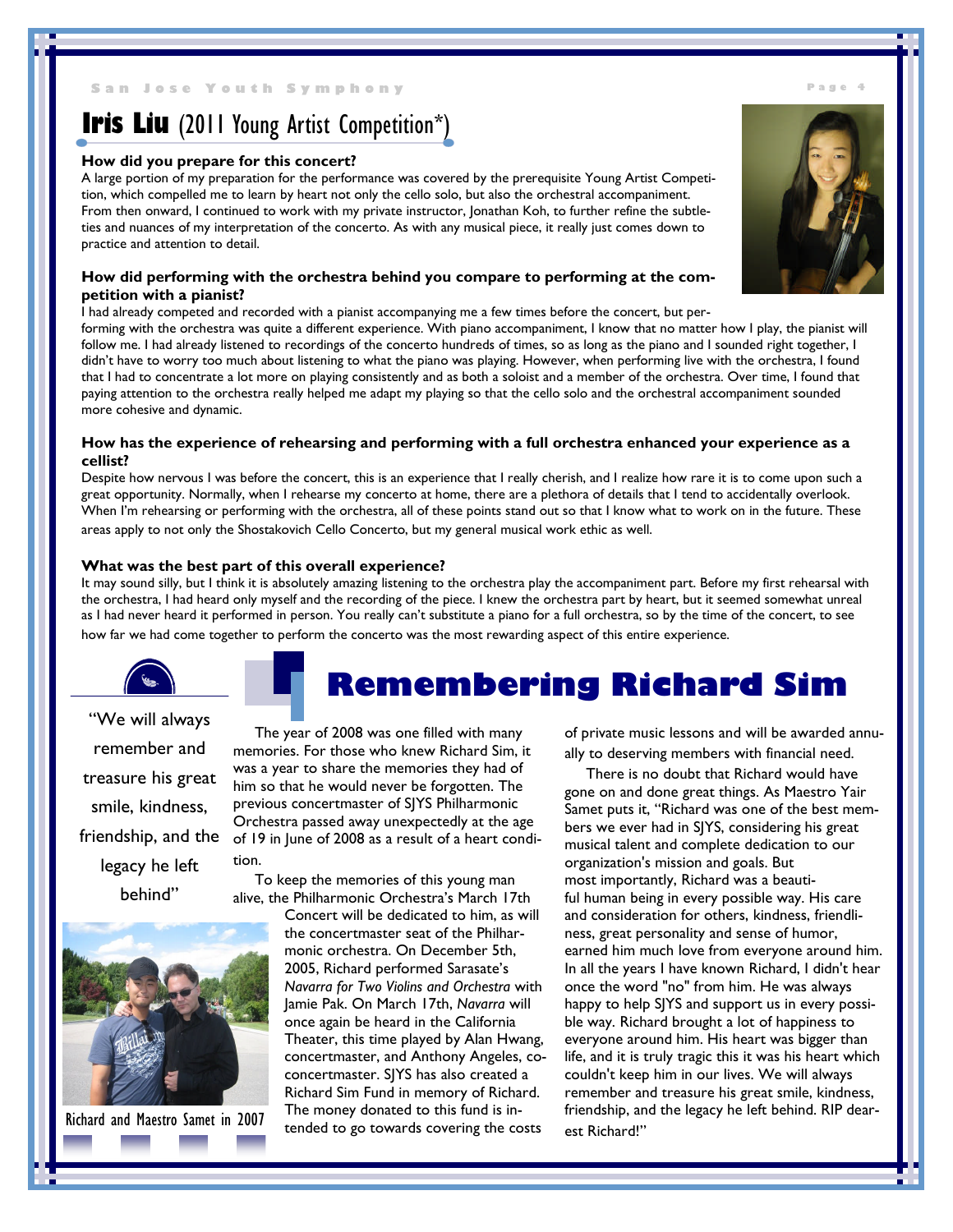## Iris Liu (2011 Young Artist Competition*)

**How did you prepare for this concert?**

A large portion of my preparation for the performance was covered by the prerequisite Young Artist Competition, which compelled me to learn by heart not only the cello solo, but also the orchestral accompaniment. From then onward, I continued to work with my private instructor, Jonathan Koh, to further refine the subtleties and nuances of my interpretation of the concerto. As with any musical piece, it really just comes down to practice and attention to detail.

**How did performing with the orchestra behind you compare to performing at the competition with a pianist?**

I had already competed and recorded with a pianist accompanying me a few times before the concert, but performing with the orchestra was quite a different experience. With piano accompaniment, I know that no matter how I play, the pianist will follow me. I had already listened to recordings of the concerto hundreds of times, so as long as the piano and I sounded right together, I didn't have to worry too much about listening to what the piano was playing. However, when performing live with the orchestra, I found that I had to concentrate a lot more on playing consistently and as both a soloist and a member of the orchestra. Over time, I found that paying attention to the orchestra really helped me adapt my playing so that the cello solo and the orchestral accompaniment sounded more cohesive and dynamic.

**How has the experience of rehearsing and performing with a full orchestra enhanced your experience as a cellist?**

Despite how nervous I was before the concert, this is an experience that I really cherish, and I realize how rare it is to come upon such a great opportunity. Normally, when I rehearse my concerto at home, there are a plethora of details that I tend to accidentally overlook. When I'm rehearsing or performing with the orchestra, all of these points stand out so that I know what to work on in the future. These areas apply to not only the Shostakovich Cello Concerto, but my general musical work ethic as well.

**What was the best part of this overall experience?**

It may sound silly, but I think it is absolutely amazing listening to the orchestra play the accompaniment part. Before my first rehearsal with the orchestra, I had heard only myself and the recording of the piece. I knew the orchestra part by heart, but it seemed somewhat unreal as I had never heard it performed in person. You really can't substitute a piano for a full orchestra, so by the time of the concert, to see how far we had come together to perform the concerto was the most rewarding aspect of this entire experience.

# Remembering Richard Sim

"We will always remember and treasure his great smile, kindness, friendship, and the legacy he left behind"

Richard and Maestro Samet in 2007

The year of 2008 was one filled with many memories. For those who knew Richard Sim, it was a year to share the memories they had of him so that he would never be forgotten. The previous concertmaster of SJYS Philharmonic Orchestra passed away unexpectedly at the age of 19 in June of 2008 as a result of a heart condition.

To keep the memories of this young man alive, the Philharmonic Orchestra's March 17th Concert will be dedicated to him, as will the concertmaster seat of the Philharmonic orchestra. On December 5th, 2005, Richard performed Sarasate's *Navarra for Two Violins and Orchestra* with Jamie Pak. On March 17th, *Navarra* will once again be heard in the California Theater, this time played by Alan Hwang, concertmaster, and Anthony Angeles, co-concertmaster. SJYS has also created a Richard Sim Fund in memory of Richard. The money donated to this fund is intended to go towards covering the costs of private music lessons and will be awarded annually to deserving members with financial need.

There is no doubt that Richard would have gone on and done great things. As Maestro Yair Samet puts it, "Richard was one of the best members we ever had in SJYS, considering his great musical talent and complete dedication to our organization's mission and goals. But most importantly, Richard was a beautiful human being in every possible way. His care and consideration for others, kindness, friendliness, great personality and sense of humor, earned him much love from everyone around him. In all the years I have known Richard, I didn't hear once the word "no" from him. He was always happy to help SJYS and support us in every possible way. Richard brought a lot of happiness to everyone around him. His heart was bigger than life, and it is truly tragic this it was his heart which couldn't keep him in our lives. We will always remember and treasure his great smile, kindness, friendship, and the legacy he left behind. RIP dearest Richard!"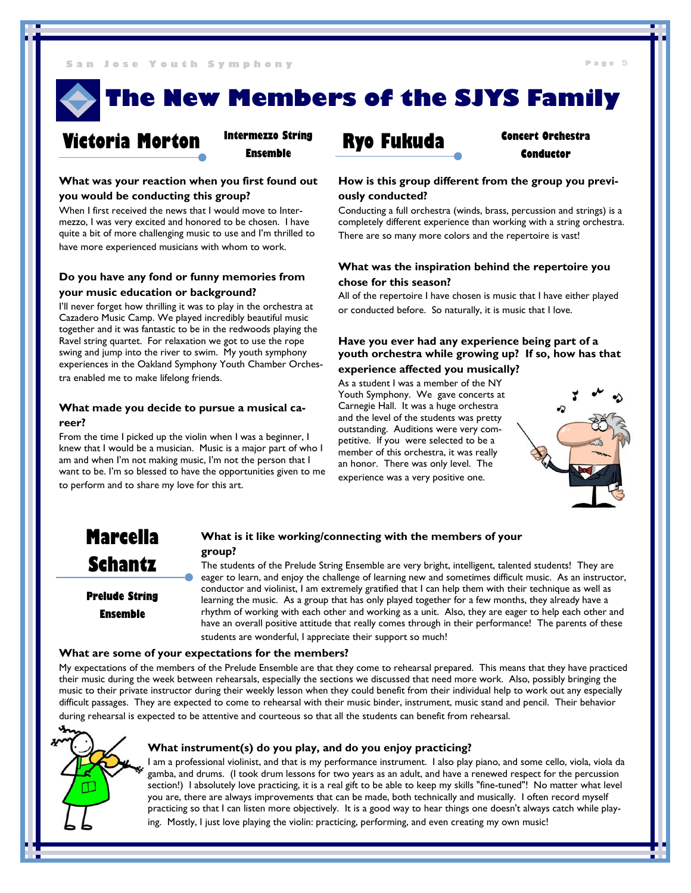# The New Members of the SJYS Family

## Victoria Morton

**Intermezzo String Ensemble**

**What was your reaction when you first found out you would be conducting this group?**

When I first received the news that I would move to Intermezzo, I was very excited and honored to be chosen. I have quite a bit of more challenging music to use and I'm thrilled to have more experienced musicians with whom to work.

**Do you have any fond or funny memories from your music education or background?**

I'll never forget how thrilling it was to play in the orchestra at Cazadero Music Camp. We played incredibly beautiful music together and it was fantastic to be in the redwoods playing the Ravel string quartet. For relaxation we got to use the rope swing and jump into the river to swim. My youth symphony experiences in the Oakland Symphony Youth Chamber Orchestra enabled me to make lifelong friends.

**What made you decide to pursue a musical career?**

From the time I picked up the violin when I was a beginner, I knew that I would be a musician. Music is a major part of who I am and when I'm not making music, I'm not the person that I want to be. I'm so blessed to have the opportunities given to me to perform and to share my love for this art.

## Ryo Fukuda

**Concert Orchestra Conductor**

**How is this group different from the group you previously conducted?**

Conducting a full orchestra (winds, brass, percussion and strings) is a completely different experience than working with a string orchestra. There are so many more colors and the repertoire is vast!

**What was the inspiration behind the repertoire you chose for this season?**

All of the repertoire I have chosen is music that I have either played or conducted before. So naturally, it is music that I love.

**Have you ever had any experience being part of a youth orchestra while growing up? If so, how has that experience affected you musically?**

As a student I was a member of the NY Youth Symphony. We gave concerts at Carnegie Hall. It was a huge orchestra and the level of the students was pretty outstanding. Auditions were very competitive. If you were selected to be a member of this orchestra, it was really an honor. There was only level. The experience was a very positive one.

## Marcella Schantz

**Prelude String Ensemble**

**What is it like working/connecting with the members of your group?**

The students of the Prelude String Ensemble are very bright, intelligent, talented students! They are eager to learn, and enjoy the challenge of learning new and sometimes difficult music. As an instructor, conductor and violinist, I am extremely gratified that I can help them with their technique as well as learning the music. As a group that has only played together for a few months, they already have a rhythm of working with each other and working as a unit. Also, they are eager to help each other and have an overall positive attitude that really comes through in their performance! The parents of these students are wonderful, I appreciate their support so much!

**What are some of your expectations for the members?**

My expectations of the members of the Prelude Ensemble are that they come to rehearsal prepared. This means that they have practiced their music during the week between rehearsals, especially the sections we discussed that need more work. Also, possibly bringing the music to their private instructor during their weekly lesson when they could benefit from their individual help to work out any especially difficult passages. They are expected to come to rehearsal with their music binder, instrument, music stand and pencil. Their behavior during rehearsal is expected to be attentive and courteous so that all the students can benefit from rehearsal.

**What instrument(s) do you play, and do you enjoy practicing?**

I am a professional violinist, and that is my performance instrument. I also play piano, and some cello, viola, viola da gamba, and drums. (I took drum lessons for two years as an adult, and have a renewed respect for the percussion section!) I absolutely love practicing, it is a real gift to be able to keep my skills "fine-tuned"! No matter what level you are, there are always improvements that can be made, both technically and musically. I often record myself practicing so that I can listen more objectively. It is a good way to hear things one doesn't always catch while playing. Mostly, I just love playing the violin: practicing, performing, and even creating my own music!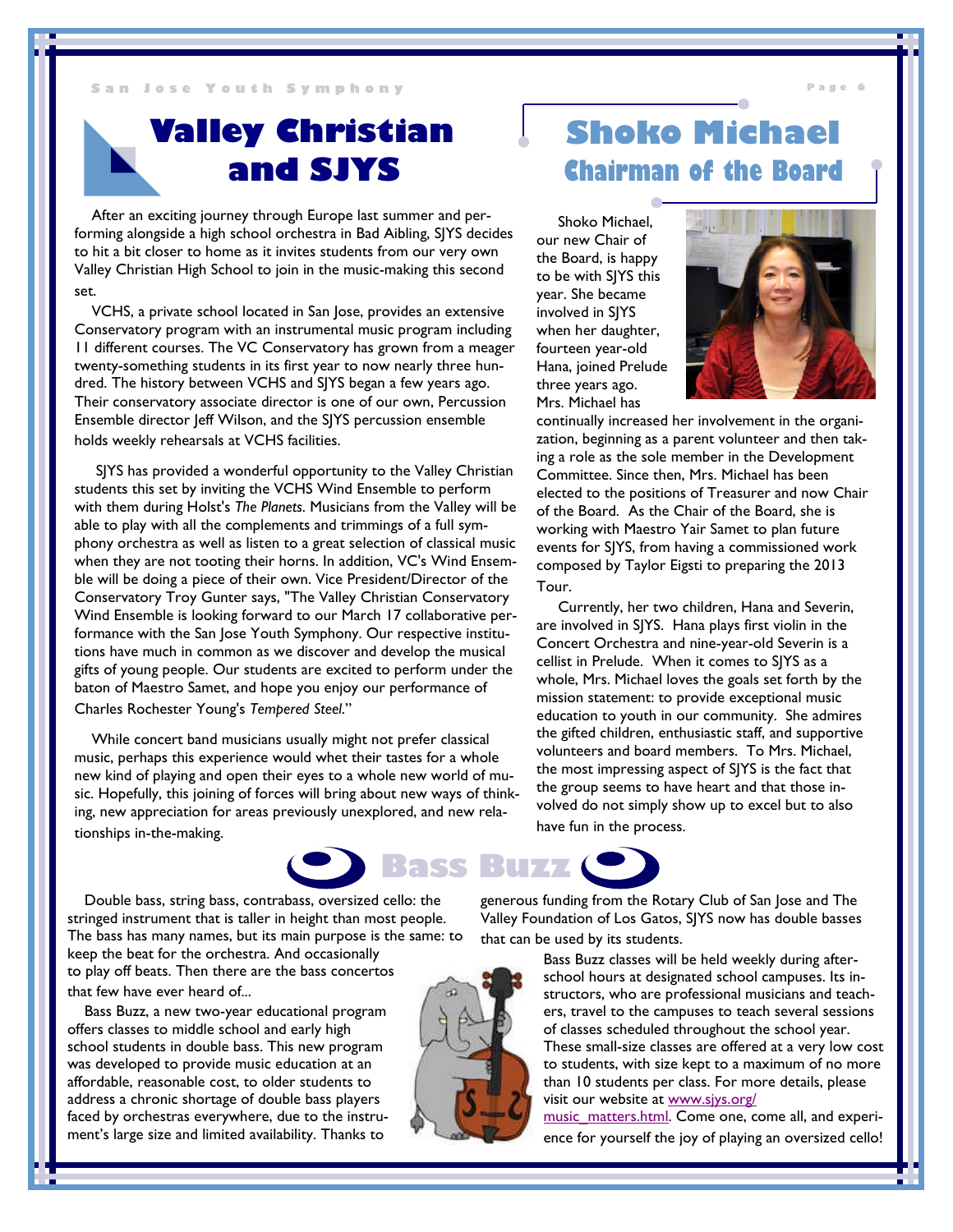# Valley Christian and SJYS

After an exciting journey through Europe last summer and performing alongside a high school orchestra in Bad Aibling, SJYS decides to hit a bit closer to home as it invites students from our very own Valley Christian High School to join in the music-making this second set.

VCHS, a private school located in San Jose, provides an extensive Conservatory program with an instrumental music program including 11 different courses. The VC Conservatory has grown from a meager twenty-something students in its first year to now nearly three hundred. The history between VCHS and SJYS began a few years ago. Their conservatory associate director is one of our own, Percussion Ensemble director Jeff Wilson, and the SJYS percussion ensemble holds weekly rehearsals at VCHS facilities.

SJYS has provided a wonderful opportunity to the Valley Christian students this set by inviting the VCHS Wind Ensemble to perform with them during Holst's *The Planets*. Musicians from the Valley will be able to play with all the complements and trimmings of a full symphony orchestra as well as listen to a great selection of classical music when they are not tooting their horns. In addition, VC's Wind Ensemble will be doing a piece of their own. Vice President/Director of the Conservatory Troy Gunter says, "The Valley Christian Conservatory Wind Ensemble is looking forward to our March 17 collaborative performance with the San Jose Youth Symphony. Our respective institutions have much in common as we discover and develop the musical gifts of young people. Our students are excited to perform under the baton of Maestro Samet, and hope you enjoy our performance of Charles Rochester Young's *Tempered Steel*."

While concert band musicians usually might not prefer classical music, perhaps this experience would whet their tastes for a whole new kind of playing and open their eyes to a whole new world of music. Hopefully, this joining of forces will bring about new ways of thinking, new appreciation for areas previously unexplored, and new relationships in-the-making.

# Shoko Michael

## Chairman of the Board

Shoko Michael, our new Chair of the Board, is happy to be with SJYS this year. She became involved in SJYS when her daughter, fourteen year-old Hana, joined Prelude three years ago. Mrs. Michael has continually increased her involvement in the organization, beginning as a parent volunteer and then taking a role as the sole member in the Development Committee. Since then, Mrs. Michael has been elected to the positions of Treasurer and now Chair of the Board. As the Chair of the Board, she is working with Maestro Yair Samet to plan future events for SJYS, from having a commissioned work composed by Taylor Eigsti to preparing the 2013 Tour.

Currently, her two children, Hana and Severin, are involved in SJYS. Hana plays first violin in the Concert Orchestra and nine-year-old Severin is a cellist in Prelude. When it comes to SJYS as a whole, Mrs. Michael loves the goals set forth by the mission statement: to provide exceptional music education to youth in our community. She admires the gifted children, enthusiastic staff, and supportive volunteers and board members. To Mrs. Michael, the most impressing aspect of SJYS is the fact that the group seems to have heart and that those involved do not simply show up to excel but to also have fun in the process.

# Bass Buzz

Double bass, string bass, contrabass, oversized cello: the stringed instrument that is taller in height than most people. The bass has many names, but its main purpose is the same: to keep the beat for the orchestra. And occasionally to play off beats. Then there are the bass concertos that few have ever heard of...

Bass Buzz, a new two-year educational program offers classes to middle school and early high school students in double bass. This new program was developed to provide music education at an affordable, reasonable cost, to older students to address a chronic shortage of double bass players faced by orchestras everywhere, due to the instrument's large size and limited availability. Thanks to generous funding from the Rotary Club of San Jose and The Valley Foundation of Los Gatos, SJYS now has double basses that can be used by its students.

Bass Buzz classes will be held weekly during after-school hours at designated school campuses. Its instructors, who are professional musicians and teachers, travel to the campuses to teach several sessions of classes scheduled throughout the school year. These small-size classes are offered at a very low cost to students, with size kept to a maximum of no more than 10 students per class. For more details, please visit our website at www.sjys.org/music_matters.html. Come one, come all, and experience for yourself the joy of playing an oversized cello!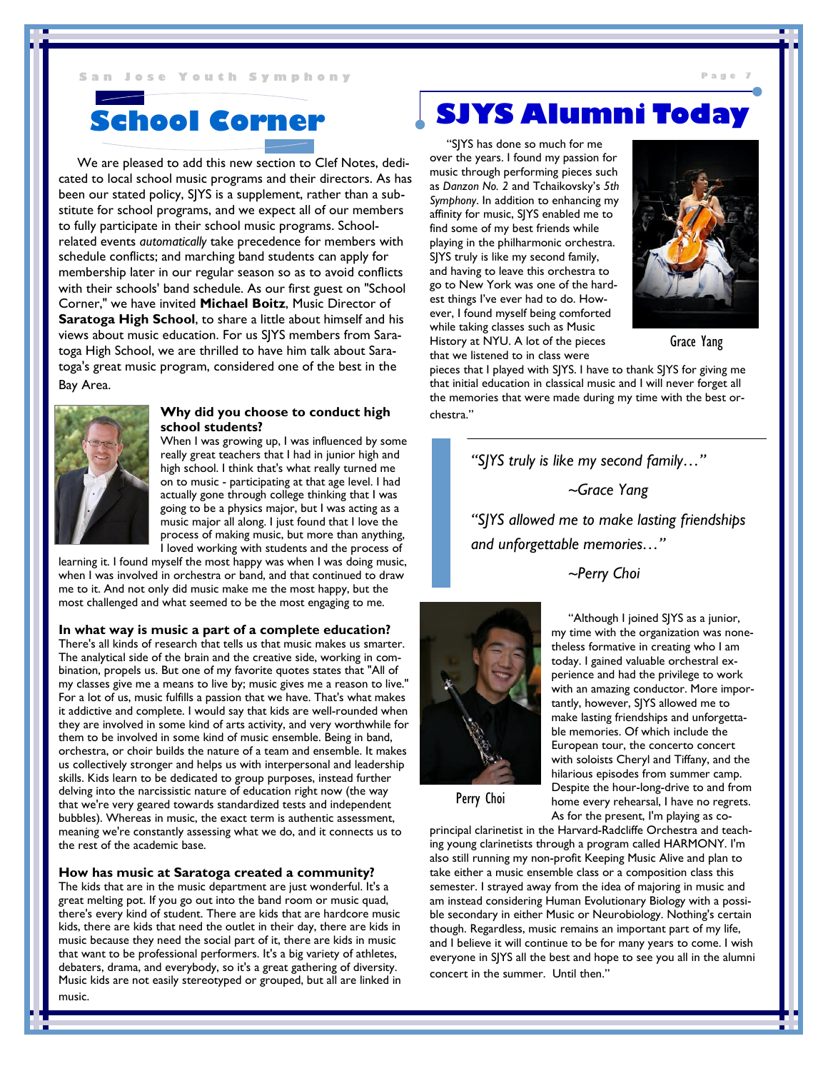# School Corner

We are pleased to add this new section to Clef Notes, dedicated to local school music programs and their directors. As has been our stated policy, SJYS is a supplement, rather than a substitute for school programs, and we expect all of our members to fully participate in their school music programs. School-related events *automatically* take precedence for members with schedule conflicts; and marching band students can apply for membership later in our regular season so as to avoid conflicts with their schools' band schedule. As our first guest on "School Corner," we have invited **Michael Boitz**, Music Director of **Saratoga High School**, to share a little about himself and his views about music education. For us SJYS members from Saratoga High School, we are thrilled to have him talk about Saratoga's great music program, considered one of the best in the Bay Area.

**Why did you choose to conduct high school students?**

When I was growing up, I was influenced by some really great teachers that I had in junior high and high school. I think that's what really turned me on to music - participating at that age level. I had actually gone through college thinking that I was going to be a physics major, but I was acting as a music major all along. I just found that I love the process of making music, but more than anything, I loved working with students and the process of learning it. I found myself the most happy was when I was doing music, when I was involved in orchestra or band, and that continued to draw me to it. And not only did music make me the most happy, but the most challenged and what seemed to be the most engaging to me.

**In what way is music a part of a complete education?**

There's all kinds of research that tells us that music makes us smarter. The analytical side of the brain and the creative side, working in combination, propels us. But one of my favorite quotes states that "All of my classes give me a means to live by; music gives me a reason to live." For a lot of us, music fulfills a passion that we have. That's what makes it addictive and complete. I would say that kids are well-rounded when they are involved in some kind of arts activity, and very worthwhile for them to be involved in some kind of music ensemble. Being in band, orchestra, or choir builds the nature of a team and ensemble. It makes us collectively stronger and helps us with interpersonal and leadership skills. Kids learn to be dedicated to group purposes, instead further delving into the narcissistic nature of education right now (the way that we're very geared towards standardized tests and independent bubbles). Whereas in music, the exact term is authentic assessment, meaning we're constantly assessing what we do, and it connects us to the rest of the academic base.

**How has music at Saratoga created a community?**

The kids that are in the music department are just wonderful. It's a great melting pot. If you go out into the band room or music quad, there's every kind of student. There are kids that are hardcore music kids, there are kids that need the outlet in their day, there are kids in music because they need the social part of it, there are kids in music that want to be professional performers. It's a big variety of athletes, debaters, drama, and everybody, so it's a great gathering of diversity. Music kids are not easily stereotyped or grouped, but all are linked in music.

# SJYS Alumni Today

"SJYS has done so much for me over the years. I found my passion for music through performing pieces such as *Danzon No. 2* and Tchaikovsky's *5th Symphony*. In addition to enhancing my affinity for music, SJYS enabled me to find some of my best friends while playing in the philharmonic orchestra. SJYS truly is like my second family, and having to leave this orchestra to go to New York was one of the hardest things I've ever had to do. However, I found myself being comforted while taking classes such as Music History at NYU. A lot of the pieces that we listened to in class were pieces that I played with SJYS. I have to thank SJYS for giving me that initial education in classical music and I will never forget all the memories that were made during my time with the best orchestra."

Grace Yang

*"SJYS truly is like my second family…"*

*~Grace Yang*

*"SJYS allowed me to make lasting friendships and unforgettable memories…"*

*~Perry Choi*

"Although I joined SJYS as a junior, my time with the organization was nonetheless formative in creating who I am today. I gained valuable orchestral experience and had the privilege to work with an amazing conductor. More importantly, however, SJYS allowed me to make lasting friendships and unforgettable memories. Of which include the European tour, the concerto concert with soloists Cheryl and Tiffany, and the hilarious episodes from summer camp. Despite the hour-long-drive to and from home every rehearsal, I have no regrets. As for the present, I'm playing as co-principal clarinetist in the Harvard-Radcliffe Orchestra and teaching young clarinetists through a program called HARMONY. I'm also still running my non-profit Keeping Music Alive and plan to take either a music ensemble class or a composition class this semester. I strayed away from the idea of majoring in music and am instead considering Human Evolutionary Biology with a possible secondary in either Music or Neurobiology. Nothing's certain though. Regardless, music remains an important part of my life, and I believe it will continue to be for many years to come. I wish everyone in SJYS all the best and hope to see you all in the alumni concert in the summer. Until then."

Perry Choi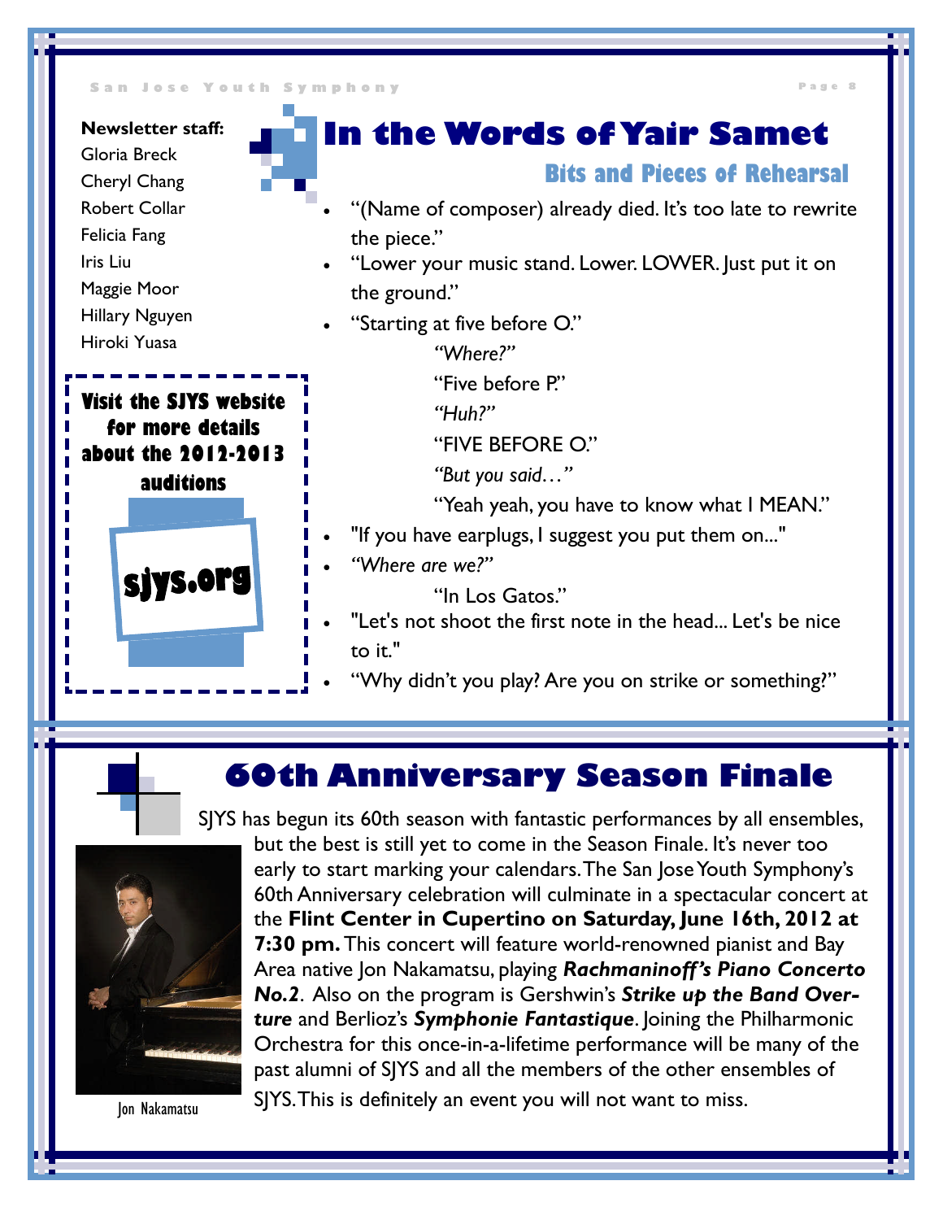**Newsletter staff:**
Gloria Breck
Cheryl Chang
Robert Collar
Felicia Fang
Iris Liu
Maggie Moor
Hillary Nguyen
Hiroki Yuasa

**Visit the SJYS website for more details about the 2012-2013 auditions**

**sjys.org**

# In the Words of Yair Samet

## Bits and Pieces of Rehearsal

- "(Name of composer) already died. It's too late to rewrite the piece."
- "Lower your music stand. Lower. LOWER. Just put it on the ground."
- "Starting at five before O."

  *"Where?"*

  "Five before P."

  *"Huh?"*

  "FIVE BEFORE O."

  *"But you said…"*

  "Yeah yeah, you have to know what I MEAN."
- "If you have earplugs, I suggest you put them on..."
- *"Where are we?"*

  "In Los Gatos."
- "Let's not shoot the first note in the head... Let's be nice to it."
- "Why didn't you play? Are you on strike or something?"

# 60th Anniversary Season Finale

SJYS has begun its 60th season with fantastic performances by all ensembles, but the best is still yet to come in the Season Finale. It's never too early to start marking your calendars. The San Jose Youth Symphony's 60th Anniversary celebration will culminate in a spectacular concert at the **Flint Center in Cupertino on Saturday, June 16th, 2012 at 7:30 pm.** This concert will feature world-renowned pianist and Bay Area native Jon Nakamatsu, playing ***Rachmaninoff's Piano Concerto No.2***. Also on the program is Gershwin's ***Strike up the Band Overture*** and Berlioz's ***Symphonie Fantastique***. Joining the Philharmonic Orchestra for this once-in-a-lifetime performance will be many of the past alumni of SJYS and all the members of the other ensembles of SJYS. This is definitely an event you will not want to miss.

Jon Nakamatsu